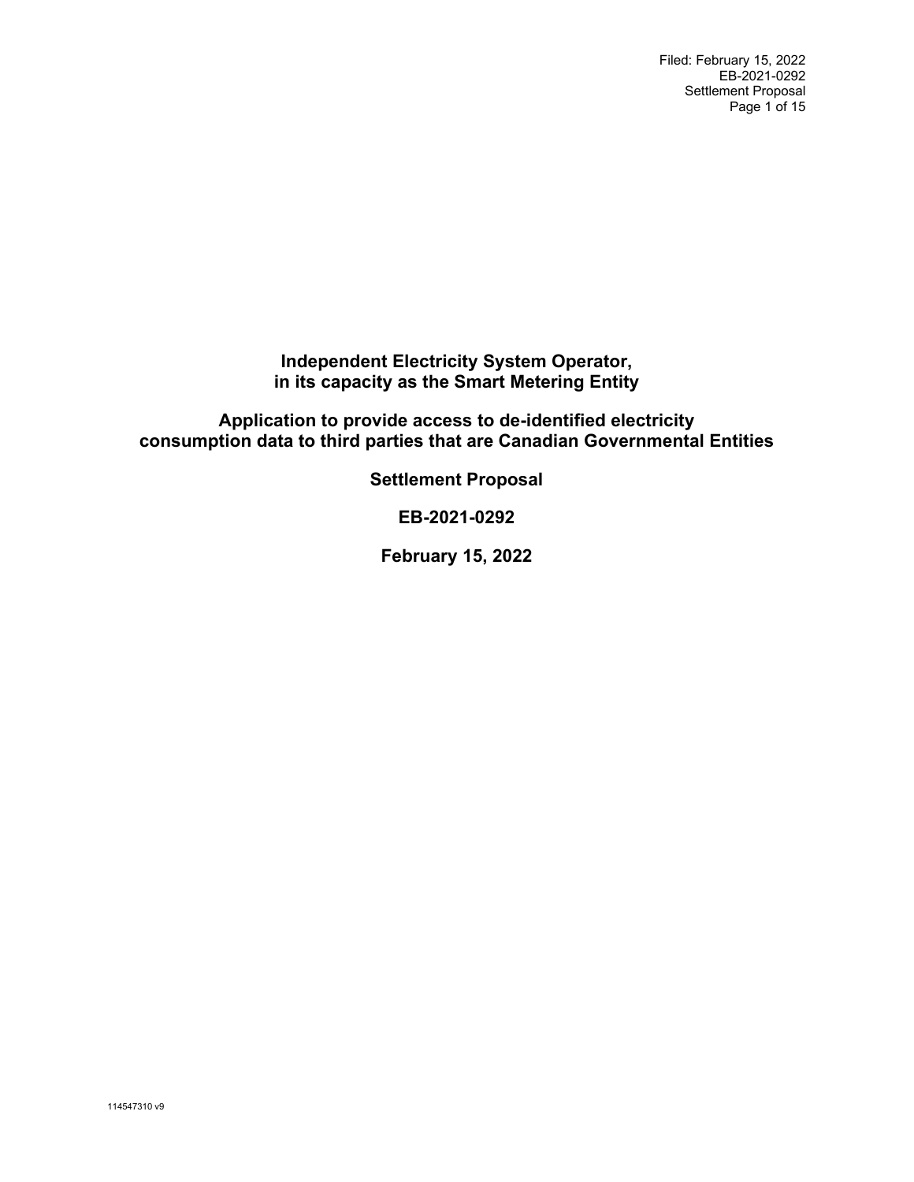# Independent Electricity System Operator, in its capacity as the Smart Metering Entity

## Application to provide access to de-identified electricity consumption data to third parties that are Canadian Governmental Entities

## Settlement Proposal

## EB-2021-0292

## February 15, 2022

114547310 v9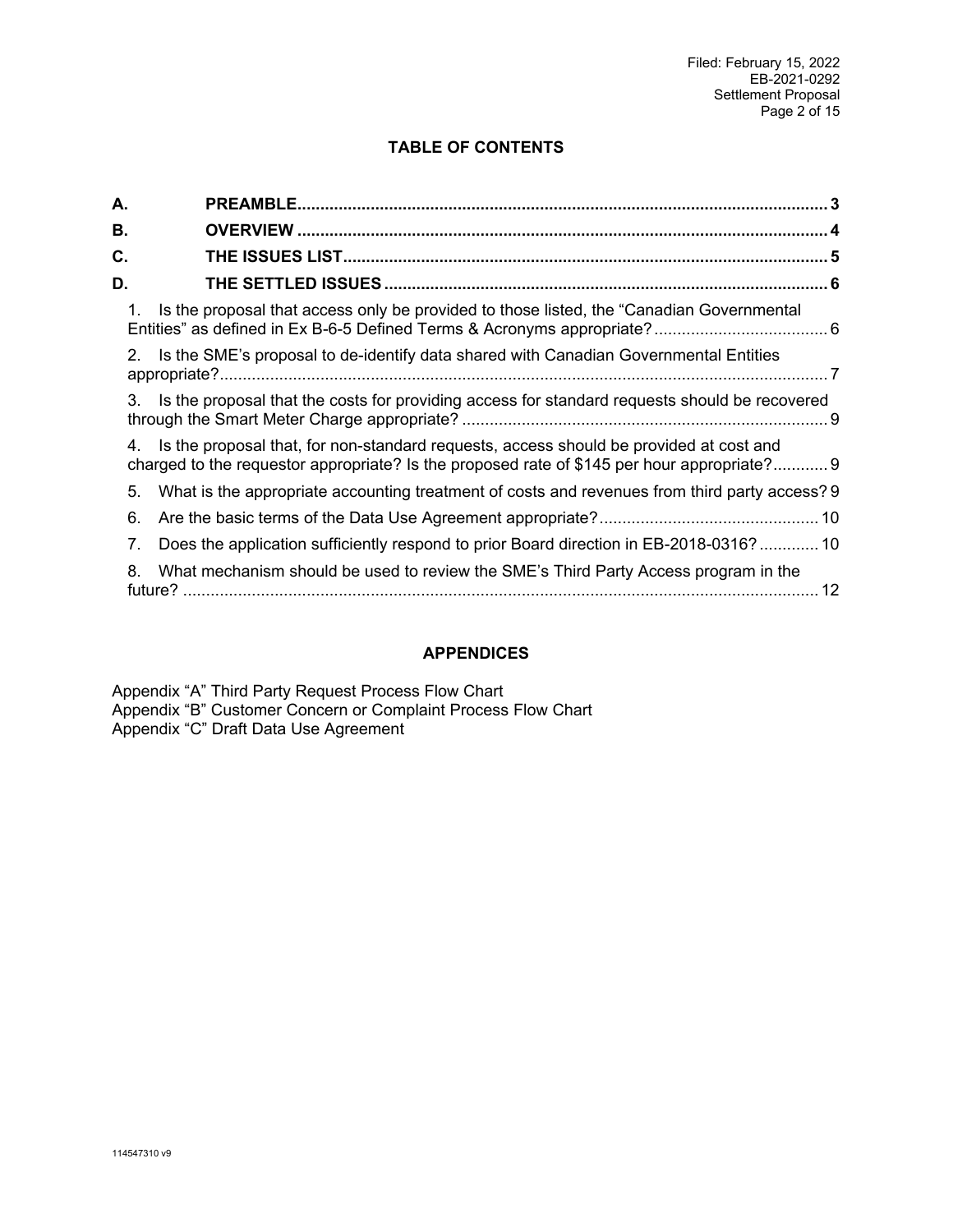## TABLE OF CONTENTS

**A. PREAMBLE** .......... 3

**B. OVERVIEW** .......... 4

**C. THE ISSUES LIST** .......... 5

**D. THE SETTLED ISSUES** .......... 6

1. Is the proposal that access only be provided to those listed, the "Canadian Governmental Entities" as defined in Ex B-6-5 Defined Terms & Acronyms appropriate? .......... 6
2. Is the SME's proposal to de-identify data shared with Canadian Governmental Entities appropriate? .......... 7
3. Is the proposal that the costs for providing access for standard requests should be recovered through the Smart Meter Charge appropriate? .......... 9
4. Is the proposal that, for non-standard requests, access should be provided at cost and charged to the requestor appropriate? Is the proposed rate of $145 per hour appropriate? .......... 9
5. What is the appropriate accounting treatment of costs and revenues from third party access? .......... 9
6. Are the basic terms of the Data Use Agreement appropriate? .......... 10
7. Does the application sufficiently respond to prior Board direction in EB-2018-0316? .......... 10
8. What mechanism should be used to review the SME's Third Party Access program in the future? .......... 12

## APPENDICES

Appendix "A" Third Party Request Process Flow Chart
Appendix "B" Customer Concern or Complaint Process Flow Chart
Appendix "C" Draft Data Use Agreement

114547310 v9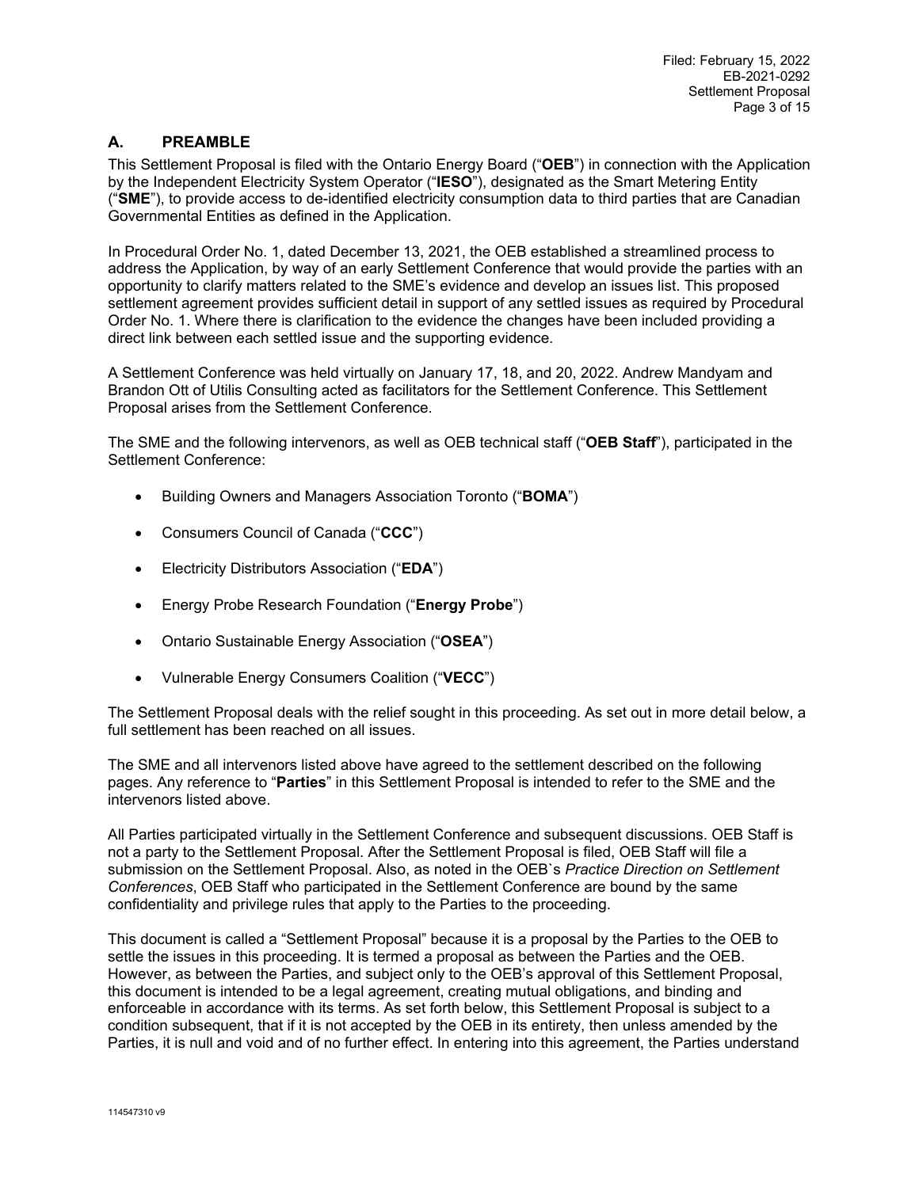## A. PREAMBLE

This Settlement Proposal is filed with the Ontario Energy Board ("**OEB**") in connection with the Application by the Independent Electricity System Operator ("**IESO**"), designated as the Smart Metering Entity ("**SME**"), to provide access to de-identified electricity consumption data to third parties that are Canadian Governmental Entities as defined in the Application.

In Procedural Order No. 1, dated December 13, 2021, the OEB established a streamlined process to address the Application, by way of an early Settlement Conference that would provide the parties with an opportunity to clarify matters related to the SME's evidence and develop an issues list. This proposed settlement agreement provides sufficient detail in support of any settled issues as required by Procedural Order No. 1. Where there is clarification to the evidence the changes have been included providing a direct link between each settled issue and the supporting evidence.

A Settlement Conference was held virtually on January 17, 18, and 20, 2022. Andrew Mandyam and Brandon Ott of Utilis Consulting acted as facilitators for the Settlement Conference. This Settlement Proposal arises from the Settlement Conference.

The SME and the following intervenors, as well as OEB technical staff ("**OEB Staff**"), participated in the Settlement Conference:

- Building Owners and Managers Association Toronto ("**BOMA**")
- Consumers Council of Canada ("**CCC**")
- Electricity Distributors Association ("**EDA**")
- Energy Probe Research Foundation ("**Energy Probe**")
- Ontario Sustainable Energy Association ("**OSEA**")
- Vulnerable Energy Consumers Coalition ("**VECC**")

The Settlement Proposal deals with the relief sought in this proceeding. As set out in more detail below, a full settlement has been reached on all issues.

The SME and all intervenors listed above have agreed to the settlement described on the following pages. Any reference to "**Parties**" in this Settlement Proposal is intended to refer to the SME and the intervenors listed above.

All Parties participated virtually in the Settlement Conference and subsequent discussions. OEB Staff is not a party to the Settlement Proposal. After the Settlement Proposal is filed, OEB Staff will file a submission on the Settlement Proposal. Also, as noted in the OEB`s *Practice Direction on Settlement Conferences*, OEB Staff who participated in the Settlement Conference are bound by the same confidentiality and privilege rules that apply to the Parties to the proceeding.

This document is called a "Settlement Proposal" because it is a proposal by the Parties to the OEB to settle the issues in this proceeding. It is termed a proposal as between the Parties and the OEB. However, as between the Parties, and subject only to the OEB's approval of this Settlement Proposal, this document is intended to be a legal agreement, creating mutual obligations, and binding and enforceable in accordance with its terms. As set forth below, this Settlement Proposal is subject to a condition subsequent, that if it is not accepted by the OEB in its entirety, then unless amended by the Parties, it is null and void and of no further effect. In entering into this agreement, the Parties understand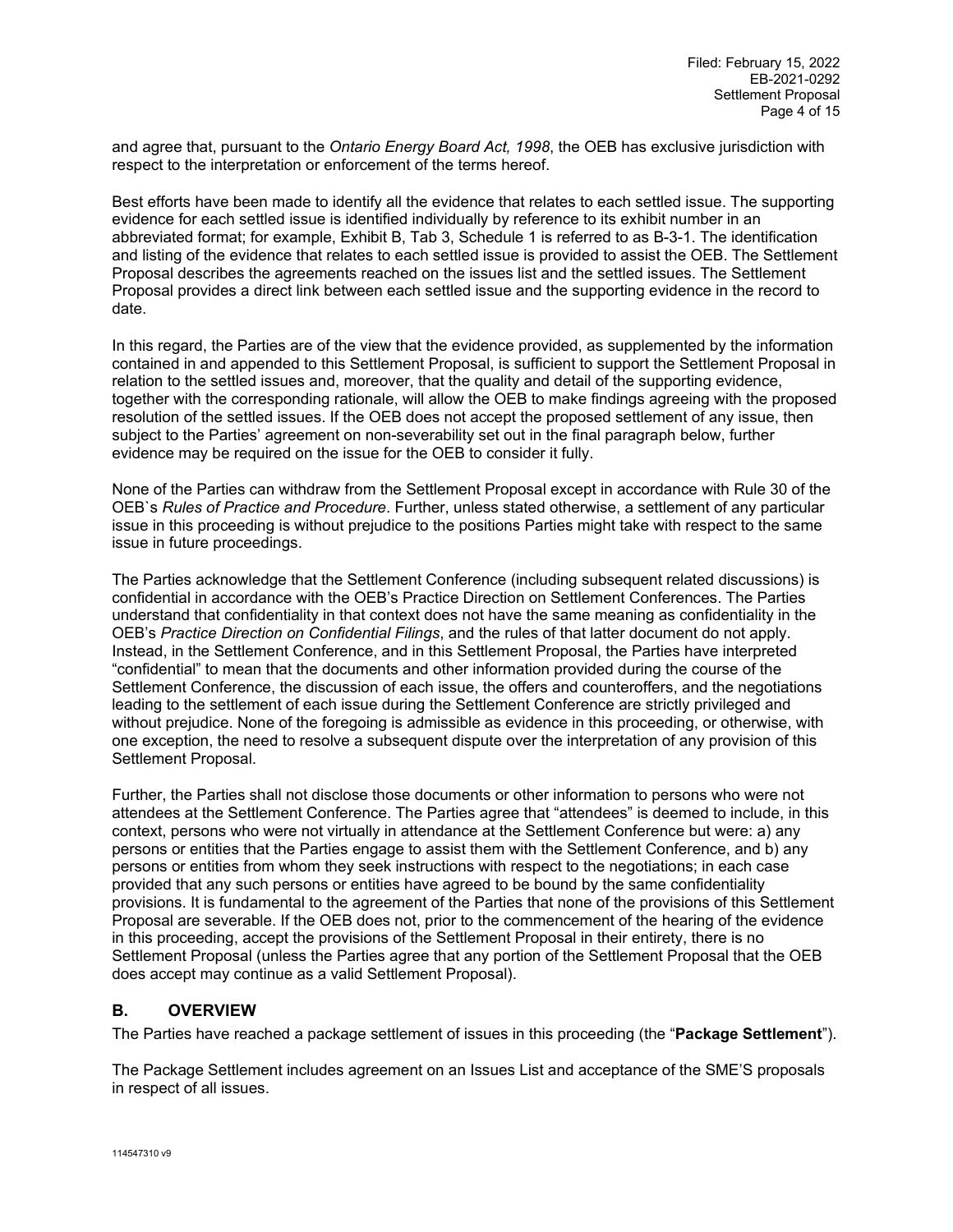and agree that, pursuant to the *Ontario Energy Board Act, 1998*, the OEB has exclusive jurisdiction with respect to the interpretation or enforcement of the terms hereof.

Best efforts have been made to identify all the evidence that relates to each settled issue. The supporting evidence for each settled issue is identified individually by reference to its exhibit number in an abbreviated format; for example, Exhibit B, Tab 3, Schedule 1 is referred to as B-3-1. The identification and listing of the evidence that relates to each settled issue is provided to assist the OEB. The Settlement Proposal describes the agreements reached on the issues list and the settled issues. The Settlement Proposal provides a direct link between each settled issue and the supporting evidence in the record to date.

In this regard, the Parties are of the view that the evidence provided, as supplemented by the information contained in and appended to this Settlement Proposal, is sufficient to support the Settlement Proposal in relation to the settled issues and, moreover, that the quality and detail of the supporting evidence, together with the corresponding rationale, will allow the OEB to make findings agreeing with the proposed resolution of the settled issues. If the OEB does not accept the proposed settlement of any issue, then subject to the Parties' agreement on non-severability set out in the final paragraph below, further evidence may be required on the issue for the OEB to consider it fully.

None of the Parties can withdraw from the Settlement Proposal except in accordance with Rule 30 of the OEB`s *Rules of Practice and Procedure*. Further, unless stated otherwise, a settlement of any particular issue in this proceeding is without prejudice to the positions Parties might take with respect to the same issue in future proceedings.

The Parties acknowledge that the Settlement Conference (including subsequent related discussions) is confidential in accordance with the OEB's Practice Direction on Settlement Conferences. The Parties understand that confidentiality in that context does not have the same meaning as confidentiality in the OEB's *Practice Direction on Confidential Filings*, and the rules of that latter document do not apply. Instead, in the Settlement Conference, and in this Settlement Proposal, the Parties have interpreted "confidential" to mean that the documents and other information provided during the course of the Settlement Conference, the discussion of each issue, the offers and counteroffers, and the negotiations leading to the settlement of each issue during the Settlement Conference are strictly privileged and without prejudice. None of the foregoing is admissible as evidence in this proceeding, or otherwise, with one exception, the need to resolve a subsequent dispute over the interpretation of any provision of this Settlement Proposal.

Further, the Parties shall not disclose those documents or other information to persons who were not attendees at the Settlement Conference. The Parties agree that "attendees" is deemed to include, in this context, persons who were not virtually in attendance at the Settlement Conference but were: a) any persons or entities that the Parties engage to assist them with the Settlement Conference, and b) any persons or entities from whom they seek instructions with respect to the negotiations; in each case provided that any such persons or entities have agreed to be bound by the same confidentiality provisions. It is fundamental to the agreement of the Parties that none of the provisions of this Settlement Proposal are severable. If the OEB does not, prior to the commencement of the hearing of the evidence in this proceeding, accept the provisions of the Settlement Proposal in their entirety, there is no Settlement Proposal (unless the Parties agree that any portion of the Settlement Proposal that the OEB does accept may continue as a valid Settlement Proposal).

## B. OVERVIEW

The Parties have reached a package settlement of issues in this proceeding (the "**Package Settlement**").

The Package Settlement includes agreement on an Issues List and acceptance of the SME'S proposals in respect of all issues.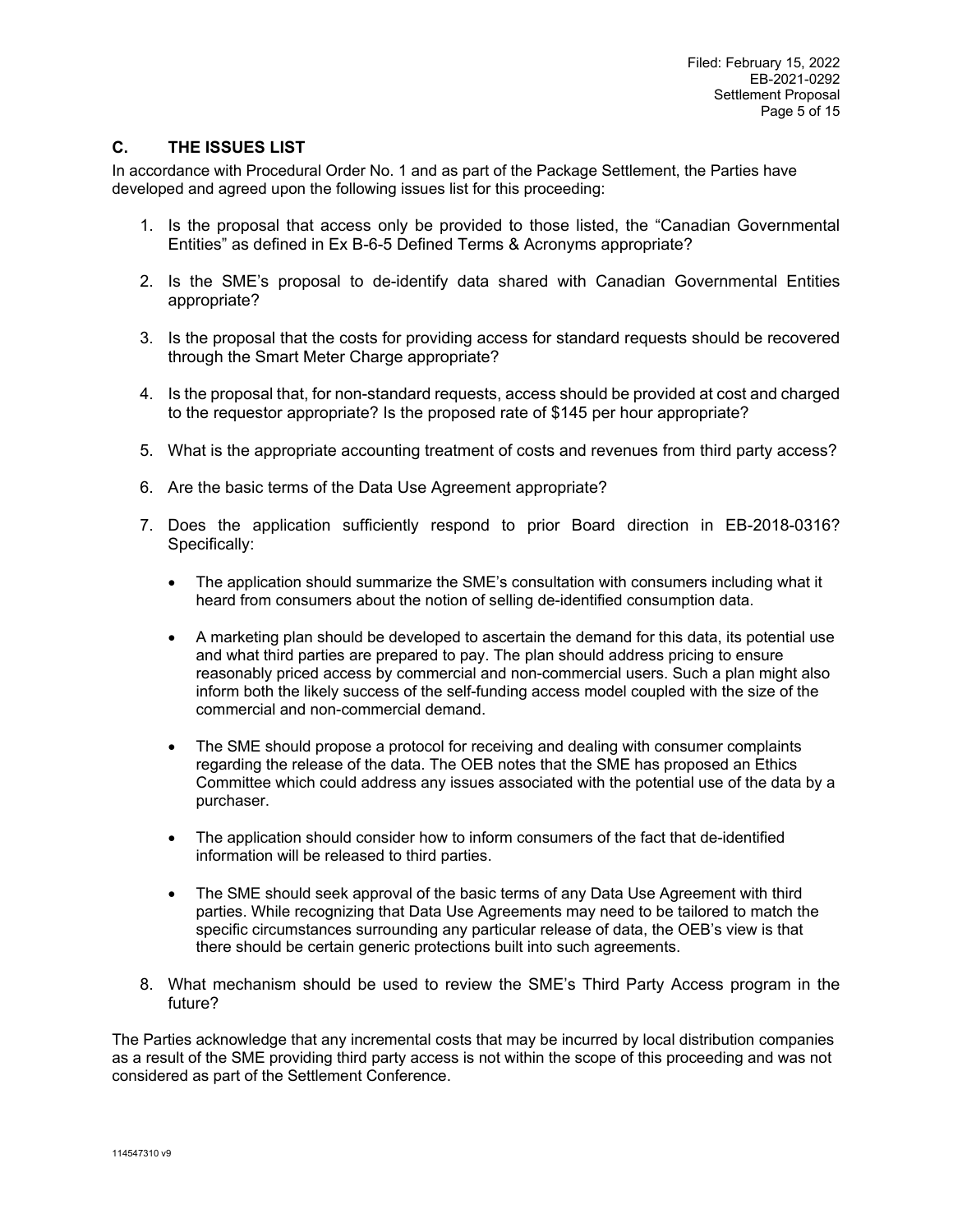## C. THE ISSUES LIST

In accordance with Procedural Order No. 1 and as part of the Package Settlement, the Parties have developed and agreed upon the following issues list for this proceeding:

1. Is the proposal that access only be provided to those listed, the "Canadian Governmental Entities" as defined in Ex B-6-5 Defined Terms & Acronyms appropriate?
2. Is the SME's proposal to de-identify data shared with Canadian Governmental Entities appropriate?
3. Is the proposal that the costs for providing access for standard requests should be recovered through the Smart Meter Charge appropriate?
4. Is the proposal that, for non-standard requests, access should be provided at cost and charged to the requestor appropriate? Is the proposed rate of $145 per hour appropriate?
5. What is the appropriate accounting treatment of costs and revenues from third party access?
6. Are the basic terms of the Data Use Agreement appropriate?
7. Does the application sufficiently respond to prior Board direction in EB-2018-0316? Specifically:
   - The application should summarize the SME's consultation with consumers including what it heard from consumers about the notion of selling de-identified consumption data.
   - A marketing plan should be developed to ascertain the demand for this data, its potential use and what third parties are prepared to pay. The plan should address pricing to ensure reasonably priced access by commercial and non-commercial users. Such a plan might also inform both the likely success of the self-funding access model coupled with the size of the commercial and non-commercial demand.
   - The SME should propose a protocol for receiving and dealing with consumer complaints regarding the release of the data. The OEB notes that the SME has proposed an Ethics Committee which could address any issues associated with the potential use of the data by a purchaser.
   - The application should consider how to inform consumers of the fact that de-identified information will be released to third parties.
   - The SME should seek approval of the basic terms of any Data Use Agreement with third parties. While recognizing that Data Use Agreements may need to be tailored to match the specific circumstances surrounding any particular release of data, the OEB's view is that there should be certain generic protections built into such agreements.
8. What mechanism should be used to review the SME's Third Party Access program in the future?

The Parties acknowledge that any incremental costs that may be incurred by local distribution companies as a result of the SME providing third party access is not within the scope of this proceeding and was not considered as part of the Settlement Conference.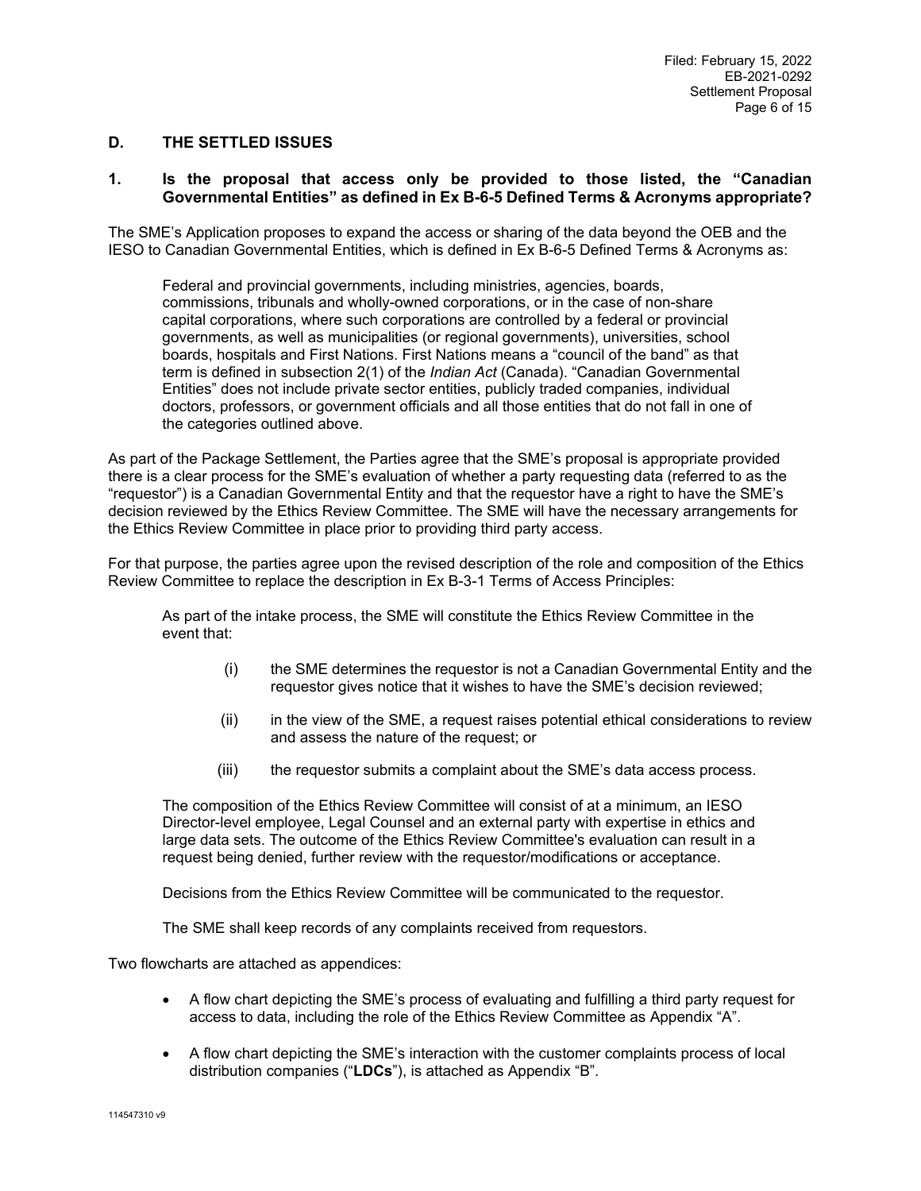## D. THE SETTLED ISSUES

### 1. Is the proposal that access only be provided to those listed, the "Canadian Governmental Entities" as defined in Ex B-6-5 Defined Terms & Acronyms appropriate?

The SME's Application proposes to expand the access or sharing of the data beyond the OEB and the IESO to Canadian Governmental Entities, which is defined in Ex B-6-5 Defined Terms & Acronyms as:

> Federal and provincial governments, including ministries, agencies, boards, commissions, tribunals and wholly-owned corporations, or in the case of non-share capital corporations, where such corporations are controlled by a federal or provincial governments, as well as municipalities (or regional governments), universities, school boards, hospitals and First Nations. First Nations means a "council of the band" as that term is defined in subsection 2(1) of the *Indian Act* (Canada). "Canadian Governmental Entities" does not include private sector entities, publicly traded companies, individual doctors, professors, or government officials and all those entities that do not fall in one of the categories outlined above.

As part of the Package Settlement, the Parties agree that the SME's proposal is appropriate provided there is a clear process for the SME's evaluation of whether a party requesting data (referred to as the "requestor") is a Canadian Governmental Entity and that the requestor have a right to have the SME's decision reviewed by the Ethics Review Committee. The SME will have the necessary arrangements for the Ethics Review Committee in place prior to providing third party access.

For that purpose, the parties agree upon the revised description of the role and composition of the Ethics Review Committee to replace the description in Ex B-3-1 Terms of Access Principles:

> As part of the intake process, the SME will constitute the Ethics Review Committee in the event that:
>
> (i) the SME determines the requestor is not a Canadian Governmental Entity and the requestor gives notice that it wishes to have the SME's decision reviewed;
>
> (ii) in the view of the SME, a request raises potential ethical considerations to review and assess the nature of the request; or
>
> (iii) the requestor submits a complaint about the SME's data access process.
>
> The composition of the Ethics Review Committee will consist of at a minimum, an IESO Director-level employee, Legal Counsel and an external party with expertise in ethics and large data sets. The outcome of the Ethics Review Committee's evaluation can result in a request being denied, further review with the requestor/modifications or acceptance.
>
> Decisions from the Ethics Review Committee will be communicated to the requestor.
>
> The SME shall keep records of any complaints received from requestors.

Two flowcharts are attached as appendices:

- A flow chart depicting the SME's process of evaluating and fulfilling a third party request for access to data, including the role of the Ethics Review Committee as Appendix "A".
- A flow chart depicting the SME's interaction with the customer complaints process of local distribution companies ("**LDCs**"), is attached as Appendix "B".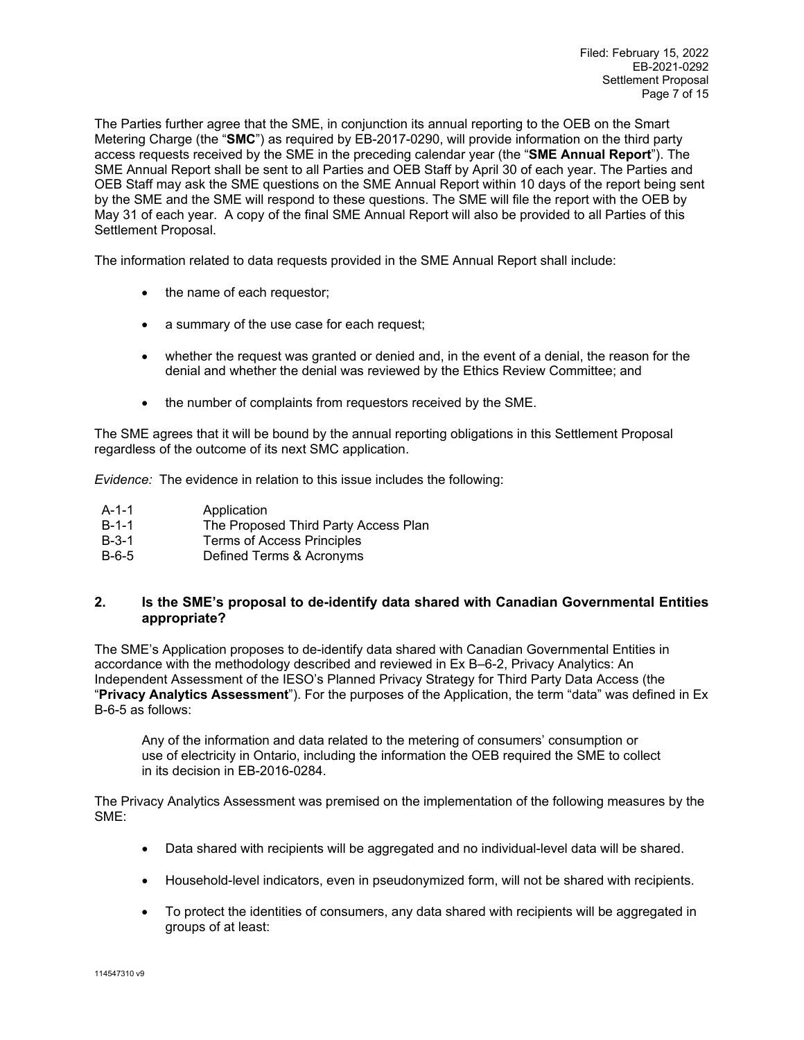The Parties further agree that the SME, in conjunction its annual reporting to the OEB on the Smart Metering Charge (the "**SMC**") as required by EB-2017-0290, will provide information on the third party access requests received by the SME in the preceding calendar year (the "**SME Annual Report**"). The SME Annual Report shall be sent to all Parties and OEB Staff by April 30 of each year. The Parties and OEB Staff may ask the SME questions on the SME Annual Report within 10 days of the report being sent by the SME and the SME will respond to these questions. The SME will file the report with the OEB by May 31 of each year. A copy of the final SME Annual Report will also be provided to all Parties of this Settlement Proposal.

The information related to data requests provided in the SME Annual Report shall include:

- the name of each requestor;
- a summary of the use case for each request;
- whether the request was granted or denied and, in the event of a denial, the reason for the denial and whether the denial was reviewed by the Ethics Review Committee; and
- the number of complaints from requestors received by the SME.

The SME agrees that it will be bound by the annual reporting obligations in this Settlement Proposal regardless of the outcome of its next SMC application.

*Evidence:* The evidence in relation to this issue includes the following:

| | |
|---|---|
| A-1-1 | Application |
| B-1-1 | The Proposed Third Party Access Plan |
| B-3-1 | Terms of Access Principles |
| B-6-5 | Defined Terms & Acronyms |

## 2. Is the SME's proposal to de-identify data shared with Canadian Governmental Entities appropriate?

The SME's Application proposes to de-identify data shared with Canadian Governmental Entities in accordance with the methodology described and reviewed in Ex B–6-2, Privacy Analytics: An Independent Assessment of the IESO's Planned Privacy Strategy for Third Party Data Access (the "**Privacy Analytics Assessment**"). For the purposes of the Application, the term "data" was defined in Ex B-6-5 as follows:

> Any of the information and data related to the metering of consumers' consumption or use of electricity in Ontario, including the information the OEB required the SME to collect in its decision in EB-2016-0284.

The Privacy Analytics Assessment was premised on the implementation of the following measures by the SME:

- Data shared with recipients will be aggregated and no individual-level data will be shared.
- Household-level indicators, even in pseudonymized form, will not be shared with recipients.
- To protect the identities of consumers, any data shared with recipients will be aggregated in groups of at least: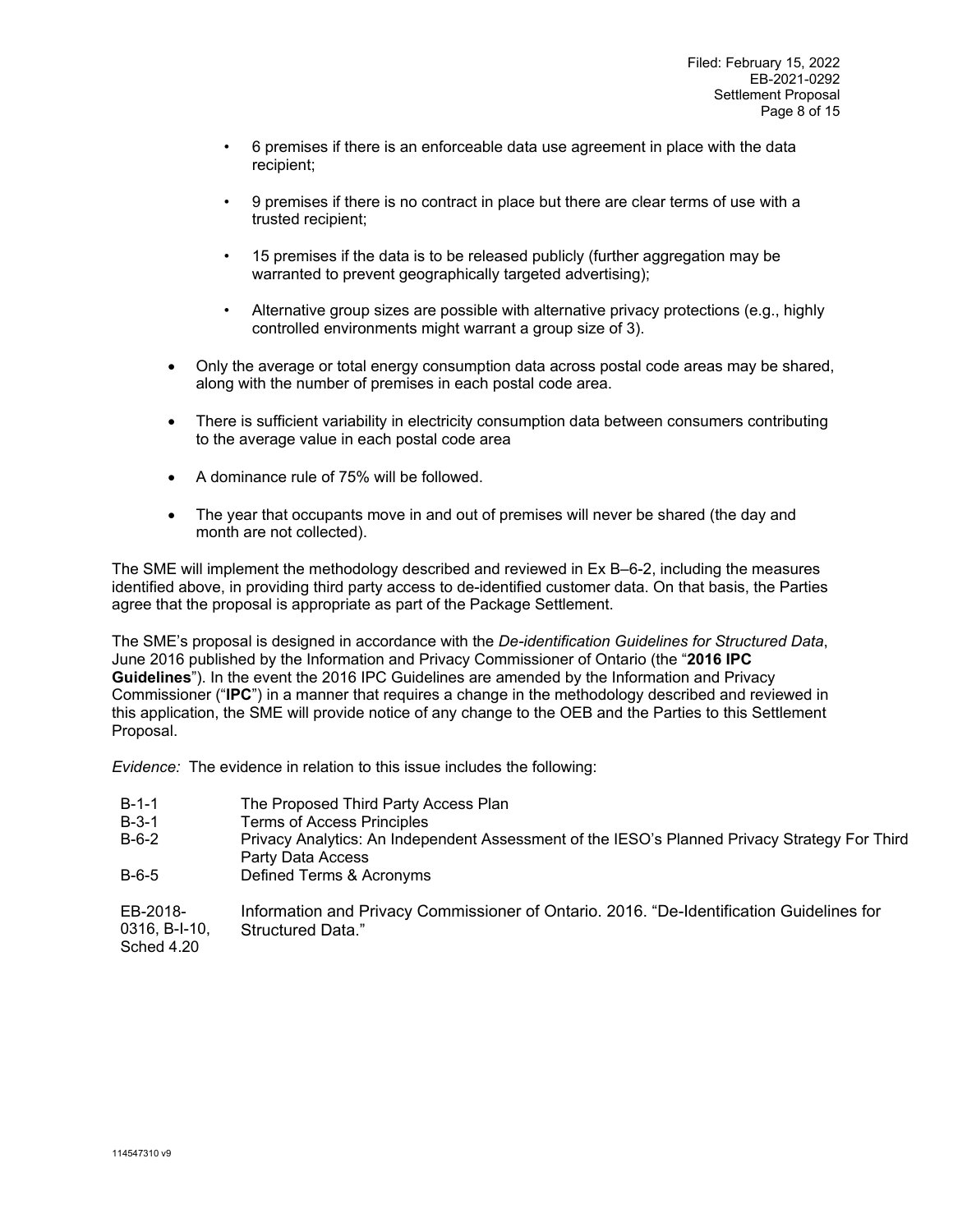- 6 premises if there is an enforceable data use agreement in place with the data recipient;
  - 9 premises if there is no contract in place but there are clear terms of use with a trusted recipient;
  - 15 premises if the data is to be released publicly (further aggregation may be warranted to prevent geographically targeted advertising);
  - Alternative group sizes are possible with alternative privacy protections (e.g., highly controlled environments might warrant a group size of 3).

- Only the average or total energy consumption data across postal code areas may be shared, along with the number of premises in each postal code area.
- There is sufficient variability in electricity consumption data between consumers contributing to the average value in each postal code area
- A dominance rule of 75% will be followed.
- The year that occupants move in and out of premises will never be shared (the day and month are not collected).

The SME will implement the methodology described and reviewed in Ex B–6-2, including the measures identified above, in providing third party access to de-identified customer data. On that basis, the Parties agree that the proposal is appropriate as part of the Package Settlement.

The SME's proposal is designed in accordance with the *De-identification Guidelines for Structured Data*, June 2016 published by the Information and Privacy Commissioner of Ontario (the "**2016 IPC Guidelines**"). In the event the 2016 IPC Guidelines are amended by the Information and Privacy Commissioner ("**IPC**") in a manner that requires a change in the methodology described and reviewed in this application, the SME will provide notice of any change to the OEB and the Parties to this Settlement Proposal.

*Evidence:* The evidence in relation to this issue includes the following:

| | |
|---|---|
| B-1-1 | The Proposed Third Party Access Plan |
| B-3-1 | Terms of Access Principles |
| B-6-2 | Privacy Analytics: An Independent Assessment of the IESO's Planned Privacy Strategy For Third Party Data Access |
| B-6-5 | Defined Terms & Acronyms |
| EB-2018-0316, B-I-10, Sched 4.20 | Information and Privacy Commissioner of Ontario. 2016. "De-Identification Guidelines for Structured Data." |

114547310 v9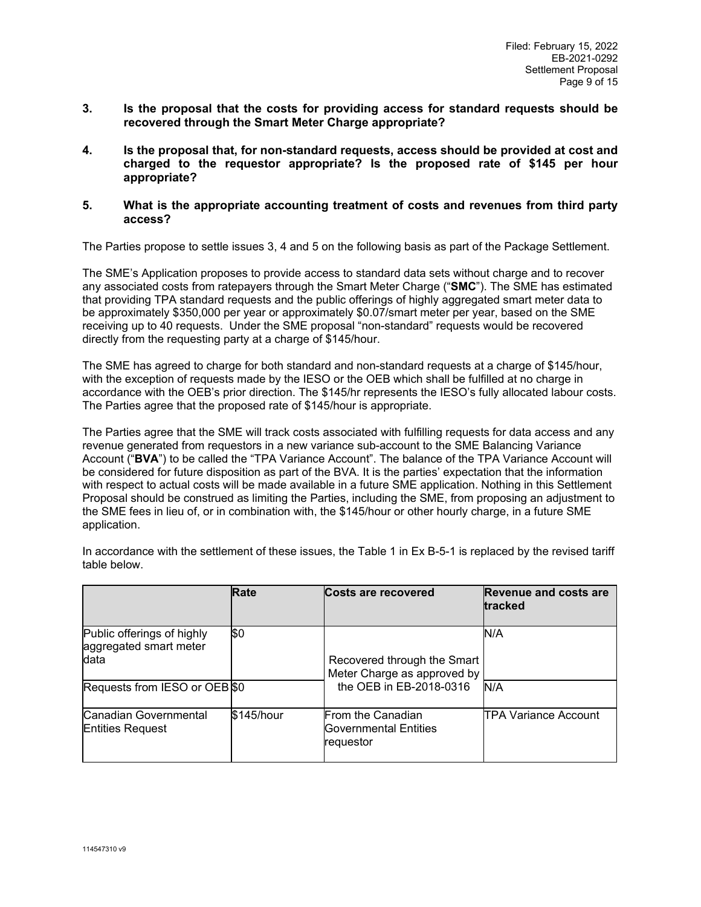**3. Is the proposal that the costs for providing access for standard requests should be recovered through the Smart Meter Charge appropriate?**

**4. Is the proposal that, for non-standard requests, access should be provided at cost and charged to the requestor appropriate? Is the proposed rate of $145 per hour appropriate?**

**5. What is the appropriate accounting treatment of costs and revenues from third party access?**

The Parties propose to settle issues 3, 4 and 5 on the following basis as part of the Package Settlement.

The SME's Application proposes to provide access to standard data sets without charge and to recover any associated costs from ratepayers through the Smart Meter Charge ("**SMC**"). The SME has estimated that providing TPA standard requests and the public offerings of highly aggregated smart meter data to be approximately $350,000 per year or approximately $0.07/smart meter per year, based on the SME receiving up to 40 requests. Under the SME proposal "non-standard" requests would be recovered directly from the requesting party at a charge of $145/hour.

The SME has agreed to charge for both standard and non-standard requests at a charge of $145/hour, with the exception of requests made by the IESO or the OEB which shall be fulfilled at no charge in accordance with the OEB's prior direction. The $145/hr represents the IESO's fully allocated labour costs. The Parties agree that the proposed rate of $145/hour is appropriate.

The Parties agree that the SME will track costs associated with fulfilling requests for data access and any revenue generated from requestors in a new variance sub-account to the SME Balancing Variance Account ("**BVA**") to be called the "TPA Variance Account". The balance of the TPA Variance Account will be considered for future disposition as part of the BVA. It is the parties' expectation that the information with respect to actual costs will be made available in a future SME application. Nothing in this Settlement Proposal should be construed as limiting the Parties, including the SME, from proposing an adjustment to the SME fees in lieu of, or in combination with, the $145/hour or other hourly charge, in a future SME application.

In accordance with the settlement of these issues, the Table 1 in Ex B-5-1 is replaced by the revised tariff table below.

| | Rate | Costs are recovered | Revenue and costs are tracked |
|---|---|---|---|
| Public offerings of highly aggregated smart meter data | $0 | Recovered through the Smart Meter Charge as approved by the OEB in EB-2018-0316 | N/A |
| Requests from IESO or OEB | $0 | Recovered through the Smart Meter Charge as approved by the OEB in EB-2018-0316 | N/A |
| Canadian Governmental Entities Request | $145/hour | From the Canadian Governmental Entities requestor | TPA Variance Account |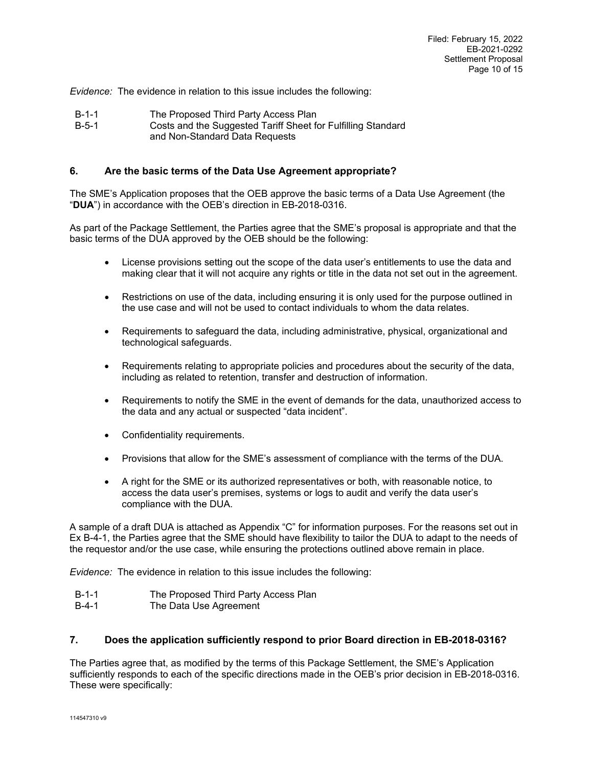*Evidence:* The evidence in relation to this issue includes the following:

| | |
|---|---|
| B-1-1 | The Proposed Third Party Access Plan |
| B-5-1 | Costs and the Suggested Tariff Sheet for Fulfilling Standard and Non-Standard Data Requests |

## 6. Are the basic terms of the Data Use Agreement appropriate?

The SME's Application proposes that the OEB approve the basic terms of a Data Use Agreement (the "**DUA**") in accordance with the OEB's direction in EB-2018-0316.

As part of the Package Settlement, the Parties agree that the SME's proposal is appropriate and that the basic terms of the DUA approved by the OEB should be the following:

- License provisions setting out the scope of the data user's entitlements to use the data and making clear that it will not acquire any rights or title in the data not set out in the agreement.
- Restrictions on use of the data, including ensuring it is only used for the purpose outlined in the use case and will not be used to contact individuals to whom the data relates.
- Requirements to safeguard the data, including administrative, physical, organizational and technological safeguards.
- Requirements relating to appropriate policies and procedures about the security of the data, including as related to retention, transfer and destruction of information.
- Requirements to notify the SME in the event of demands for the data, unauthorized access to the data and any actual or suspected "data incident".
- Confidentiality requirements.
- Provisions that allow for the SME's assessment of compliance with the terms of the DUA.
- A right for the SME or its authorized representatives or both, with reasonable notice, to access the data user's premises, systems or logs to audit and verify the data user's compliance with the DUA.

A sample of a draft DUA is attached as Appendix "C" for information purposes. For the reasons set out in Ex B-4-1, the Parties agree that the SME should have flexibility to tailor the DUA to adapt to the needs of the requestor and/or the use case, while ensuring the protections outlined above remain in place.

*Evidence:* The evidence in relation to this issue includes the following:

| | |
|---|---|
| B-1-1 | The Proposed Third Party Access Plan |
| B-4-1 | The Data Use Agreement |

## 7. Does the application sufficiently respond to prior Board direction in EB-2018-0316?

The Parties agree that, as modified by the terms of this Package Settlement, the SME's Application sufficiently responds to each of the specific directions made in the OEB's prior decision in EB-2018-0316. These were specifically: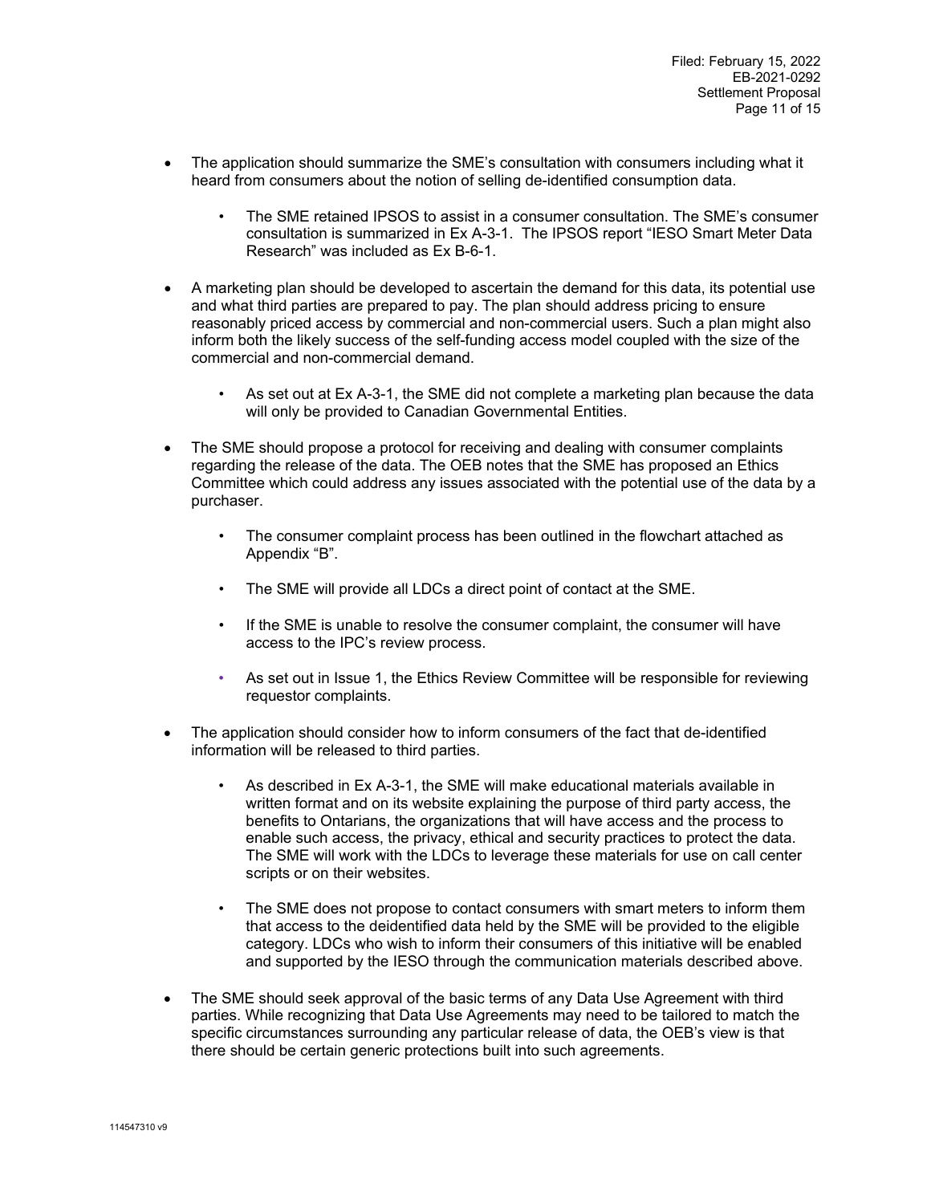- The application should summarize the SME's consultation with consumers including what it heard from consumers about the notion of selling de-identified consumption data.
    - The SME retained IPSOS to assist in a consumer consultation. The SME's consumer consultation is summarized in Ex A-3-1. The IPSOS report "IESO Smart Meter Data Research" was included as Ex B-6-1.
- A marketing plan should be developed to ascertain the demand for this data, its potential use and what third parties are prepared to pay. The plan should address pricing to ensure reasonably priced access by commercial and non-commercial users. Such a plan might also inform both the likely success of the self-funding access model coupled with the size of the commercial and non-commercial demand.
    - As set out at Ex A-3-1, the SME did not complete a marketing plan because the data will only be provided to Canadian Governmental Entities.
- The SME should propose a protocol for receiving and dealing with consumer complaints regarding the release of the data. The OEB notes that the SME has proposed an Ethics Committee which could address any issues associated with the potential use of the data by a purchaser.
    - The consumer complaint process has been outlined in the flowchart attached as Appendix "B".
    - The SME will provide all LDCs a direct point of contact at the SME.
    - If the SME is unable to resolve the consumer complaint, the consumer will have access to the IPC's review process.
    - As set out in Issue 1, the Ethics Review Committee will be responsible for reviewing requestor complaints.
- The application should consider how to inform consumers of the fact that de-identified information will be released to third parties.
    - As described in Ex A-3-1, the SME will make educational materials available in written format and on its website explaining the purpose of third party access, the benefits to Ontarians, the organizations that will have access and the process to enable such access, the privacy, ethical and security practices to protect the data. The SME will work with the LDCs to leverage these materials for use on call center scripts or on their websites.
    - The SME does not propose to contact consumers with smart meters to inform them that access to the deidentified data held by the SME will be provided to the eligible category. LDCs who wish to inform their consumers of this initiative will be enabled and supported by the IESO through the communication materials described above.
- The SME should seek approval of the basic terms of any Data Use Agreement with third parties. While recognizing that Data Use Agreements may need to be tailored to match the specific circumstances surrounding any particular release of data, the OEB's view is that there should be certain generic protections built into such agreements.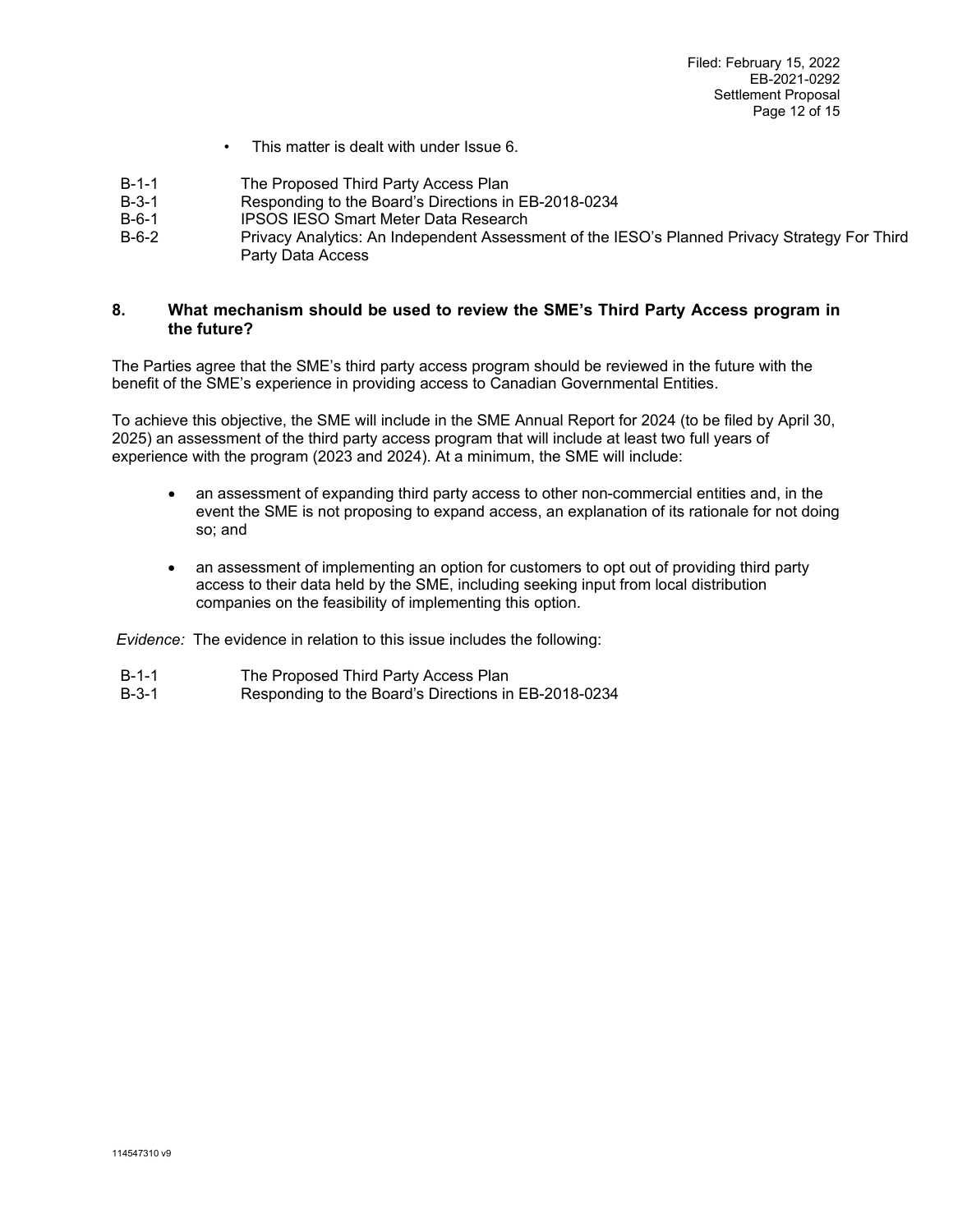- This matter is dealt with under Issue 6.

| | |
|---|---|
| B-1-1 | The Proposed Third Party Access Plan |
| B-3-1 | Responding to the Board's Directions in EB-2018-0234 |
| B-6-1 | IPSOS IESO Smart Meter Data Research |
| B-6-2 | Privacy Analytics: An Independent Assessment of the IESO's Planned Privacy Strategy For Third Party Data Access |

## 8. What mechanism should be used to review the SME's Third Party Access program in the future?

The Parties agree that the SME's third party access program should be reviewed in the future with the benefit of the SME's experience in providing access to Canadian Governmental Entities.

To achieve this objective, the SME will include in the SME Annual Report for 2024 (to be filed by April 30, 2025) an assessment of the third party access program that will include at least two full years of experience with the program (2023 and 2024). At a minimum, the SME will include:

- an assessment of expanding third party access to other non-commercial entities and, in the event the SME is not proposing to expand access, an explanation of its rationale for not doing so; and

- an assessment of implementing an option for customers to opt out of providing third party access to their data held by the SME, including seeking input from local distribution companies on the feasibility of implementing this option.

*Evidence:* The evidence in relation to this issue includes the following:

| | |
|---|---|
| B-1-1 | The Proposed Third Party Access Plan |
| B-3-1 | Responding to the Board's Directions in EB-2018-0234 |

114547310 v9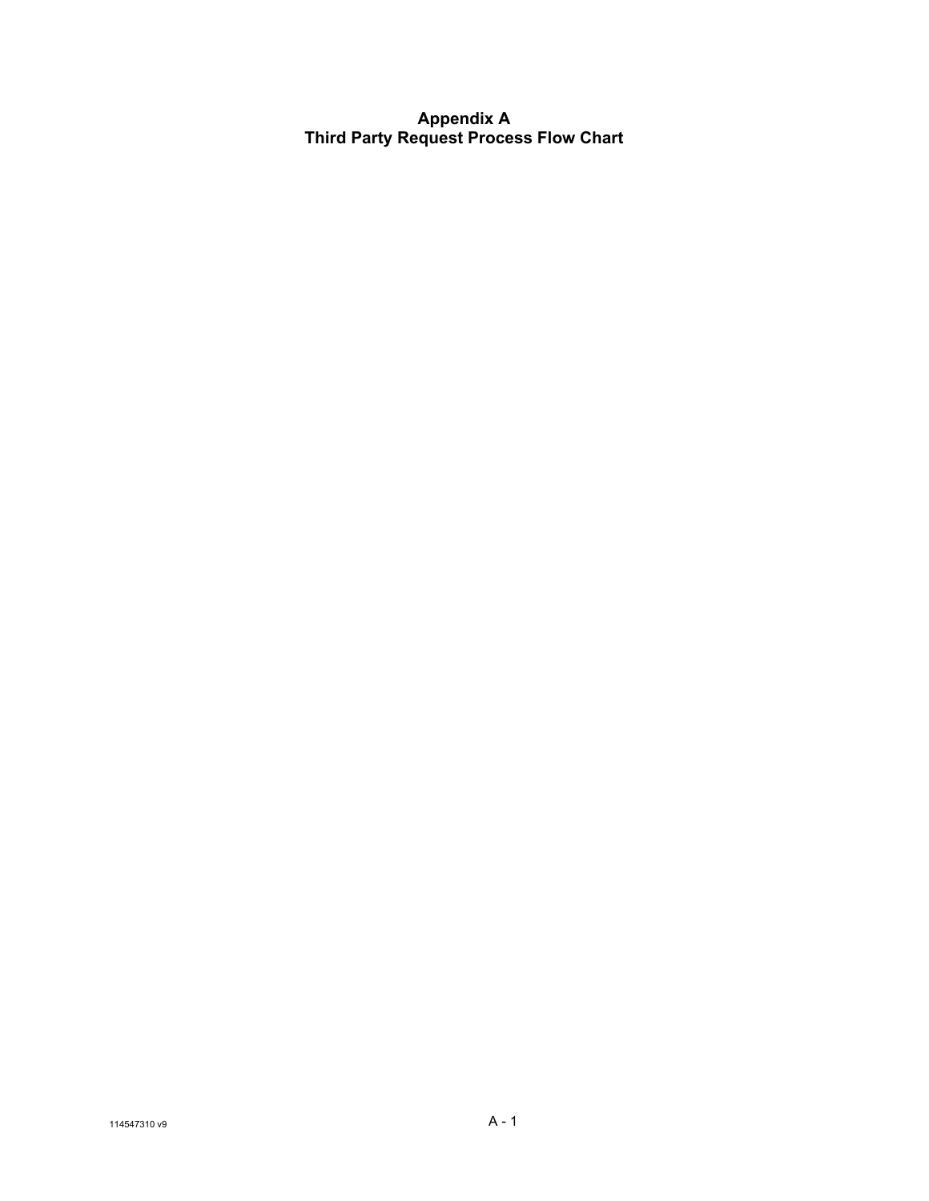# Appendix A
# Third Party Request Process Flow Chart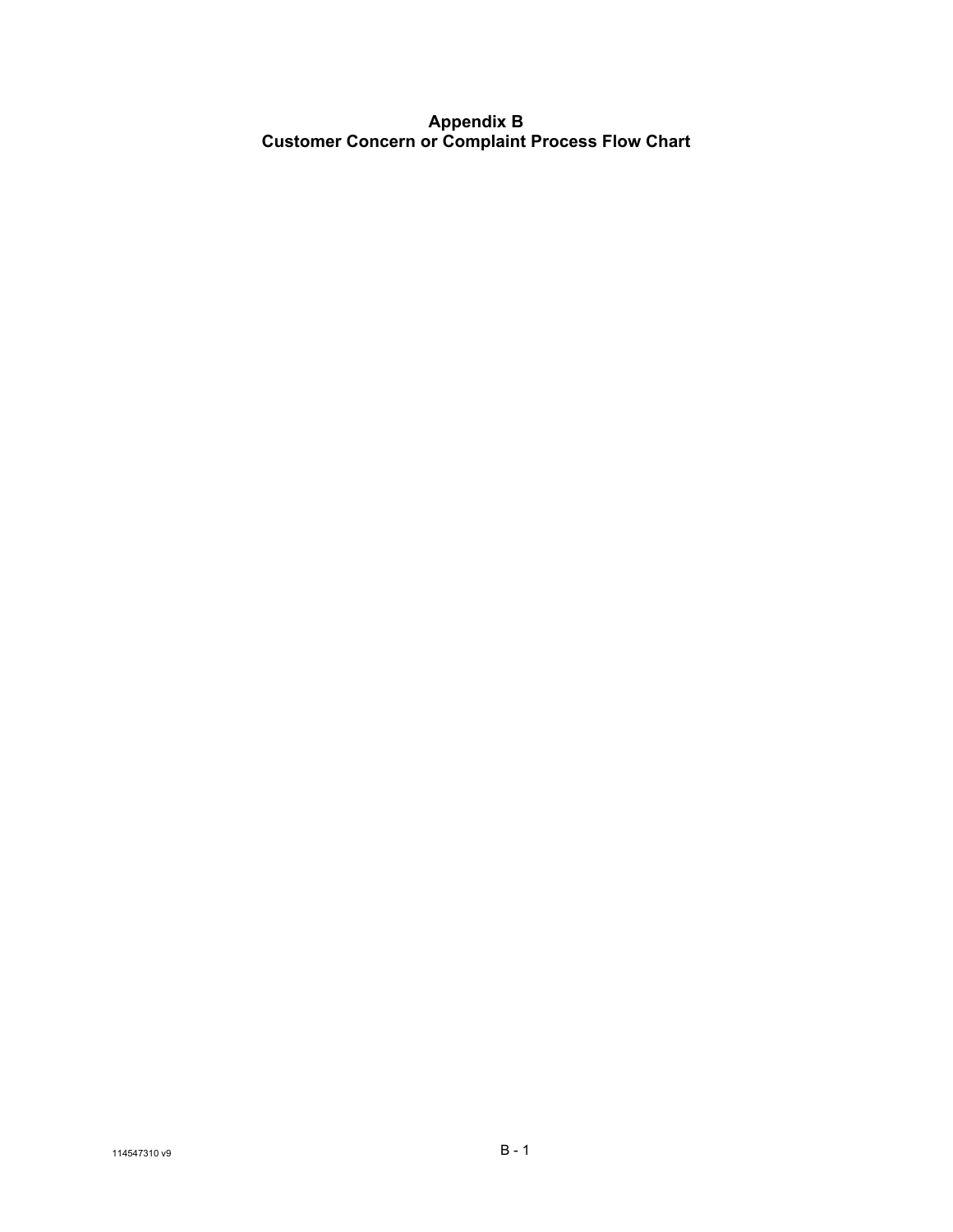# Appendix B
# Customer Concern or Complaint Process Flow Chart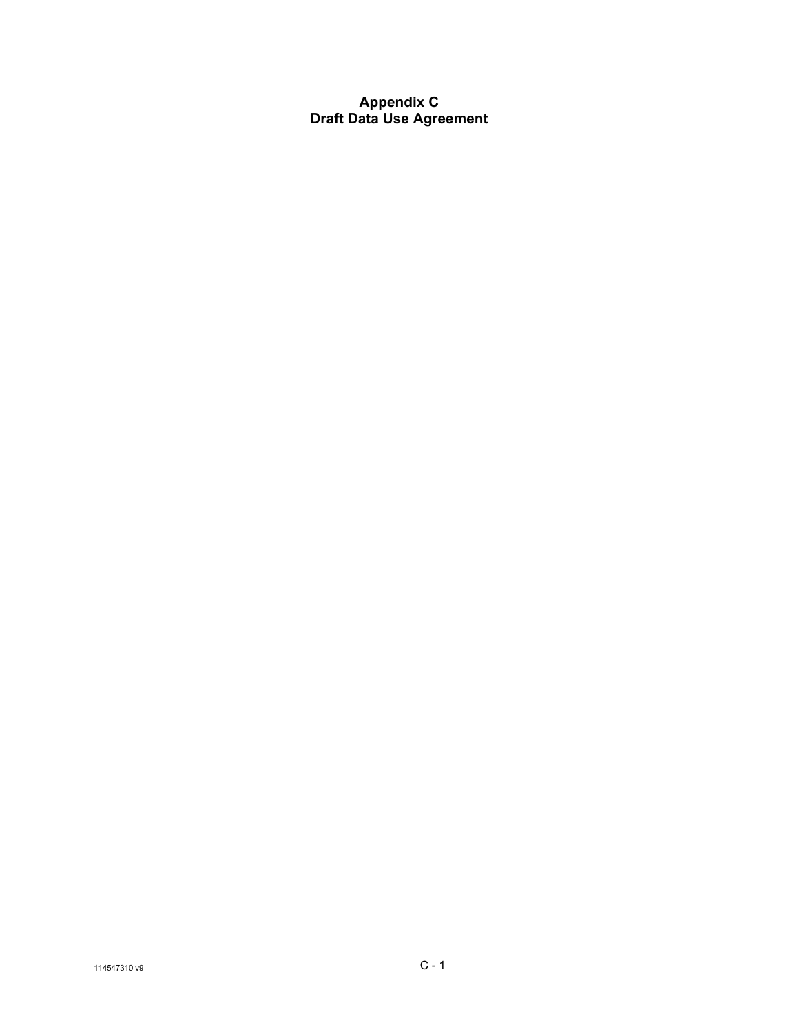# Appendix C
# Draft Data Use Agreement